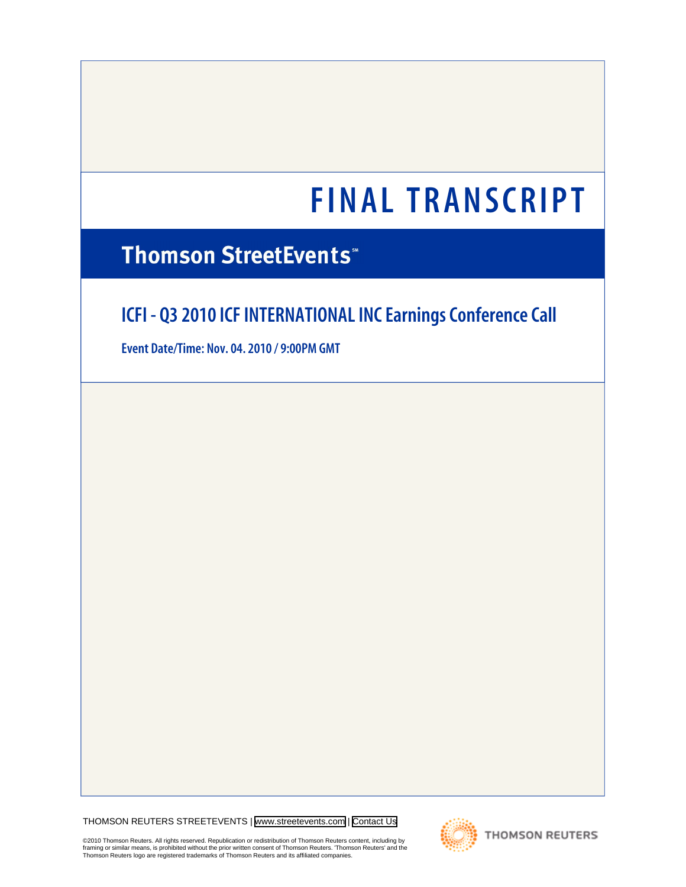# FINAL TRANSCRIPT

## Thomson StreetEvents℠

## ICFI - Q3 2010 ICF INTERNATIONAL INC Earnings Conference Call

**Event Date/Time: Nov. 04. 2010 / 9:00PM GMT**

THOMSON REUTERS STREETEVENTS | www.streetevents.com | Contact Us

©2010 Thomson Reuters. All rights reserved. Republication or redistribution of Thomson Reuters content, including by framing or similar means, is prohibited without the prior written consent of Thomson Reuters. 'Thomson Reuters' and the Thomson Reuters logo are registered trademarks of Thomson Reuters and its affiliated companies.

THOMSON REUTERS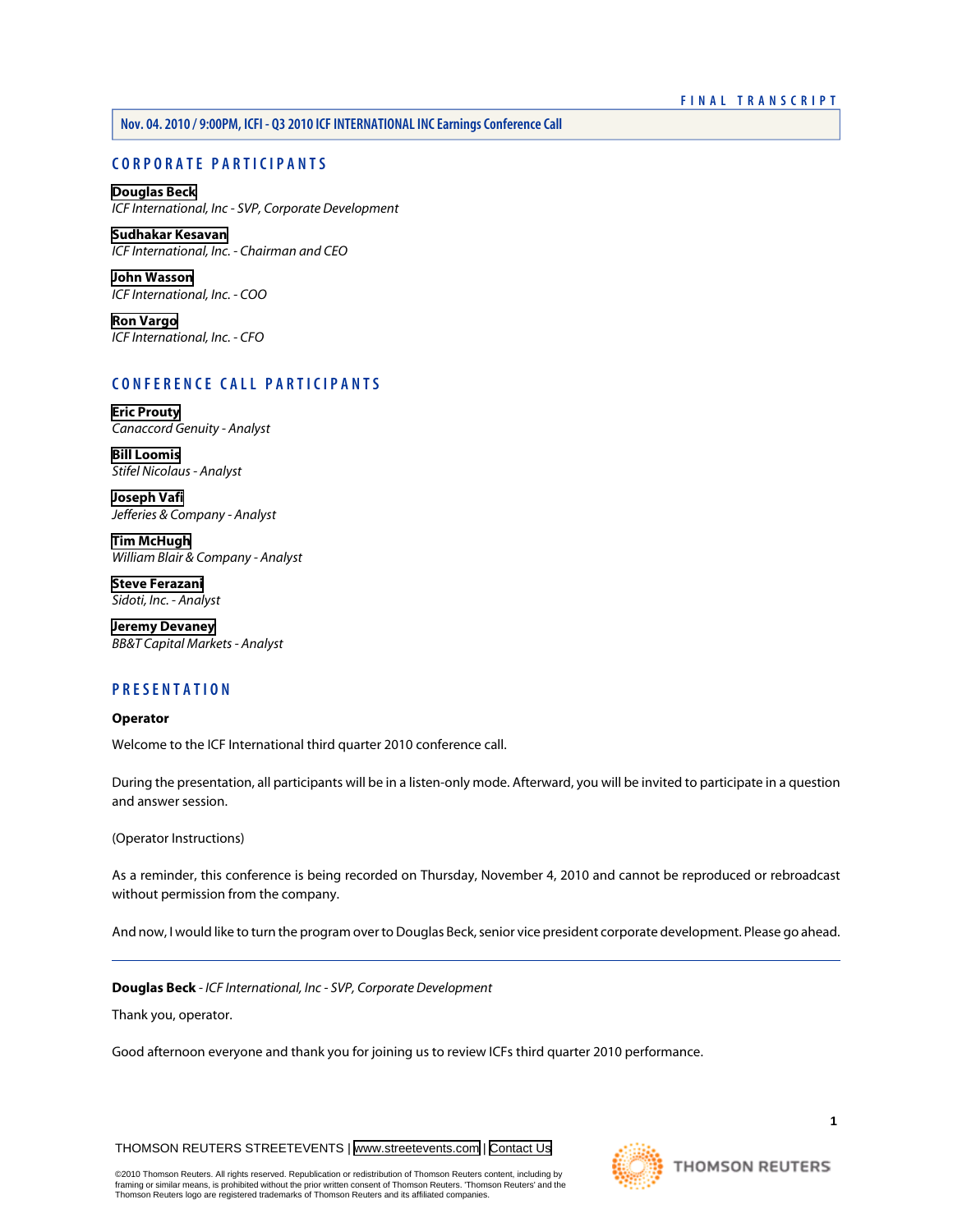# CORPORATE PARTICIPANTS

**Douglas Beck**
*ICF International, Inc - SVP, Corporate Development*

**Sudhakar Kesavan**
*ICF International, Inc. - Chairman and CEO*

**John Wasson**
*ICF International, Inc. - COO*

**Ron Vargo**
*ICF International, Inc. - CFO*

# CONFERENCE CALL PARTICIPANTS

**Eric Prouty**
*Canaccord Genuity - Analyst*

**Bill Loomis**
*Stifel Nicolaus - Analyst*

**Joseph Vafi**
*Jefferies & Company - Analyst*

**Tim McHugh**
*William Blair & Company - Analyst*

**Steve Ferazani**
*Sidoti, Inc. - Analyst*

**Jeremy Devaney**
*BB&T Capital Markets - Analyst*

# PRESENTATION

**Operator**

Welcome to the ICF International third quarter 2010 conference call.

During the presentation, all participants will be in a listen-only mode. Afterward, you will be invited to participate in a question and answer session.

(Operator Instructions)

As a reminder, this conference is being recorded on Thursday, November 4, 2010 and cannot be reproduced or rebroadcast without permission from the company.

And now, I would like to turn the program over to Douglas Beck, senior vice president corporate development. Please go ahead.

---

**Douglas Beck** - *ICF International, Inc - SVP, Corporate Development*

Thank you, operator.

Good afternoon everyone and thank you for joining us to review ICFs third quarter 2010 performance.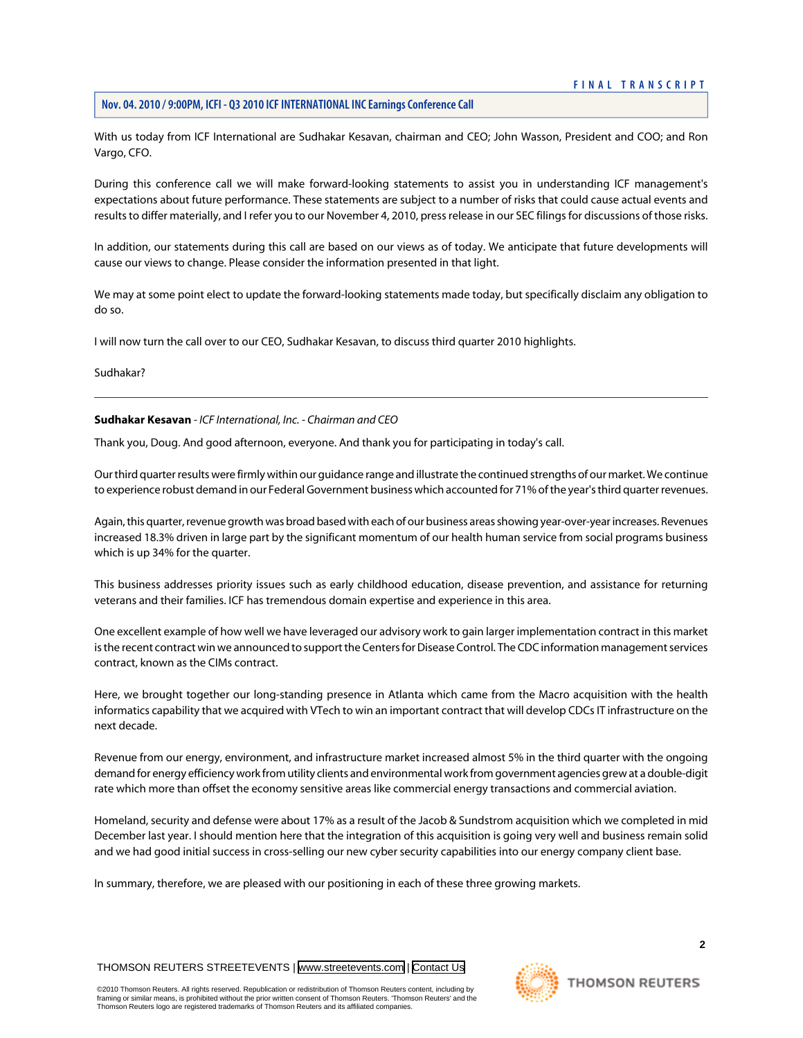With us today from ICF International are Sudhakar Kesavan, chairman and CEO; John Wasson, President and COO; and Ron Vargo, CFO.

During this conference call we will make forward-looking statements to assist you in understanding ICF management's expectations about future performance. These statements are subject to a number of risks that could cause actual events and results to differ materially, and I refer you to our November 4, 2010, press release in our SEC filings for discussions of those risks.

In addition, our statements during this call are based on our views as of today. We anticipate that future developments will cause our views to change. Please consider the information presented in that light.

We may at some point elect to update the forward-looking statements made today, but specifically disclaim any obligation to do so.

I will now turn the call over to our CEO, Sudhakar Kesavan, to discuss third quarter 2010 highlights.

Sudhakar?

---

**Sudhakar Kesavan** *- ICF International, Inc. - Chairman and CEO*

Thank you, Doug. And good afternoon, everyone. And thank you for participating in today's call.

Our third quarter results were firmly within our guidance range and illustrate the continued strengths of our market. We continue to experience robust demand in our Federal Government business which accounted for 71% of the year's third quarter revenues.

Again, this quarter, revenue growth was broad based with each of our business areas showing year-over-year increases. Revenues increased 18.3% driven in large part by the significant momentum of our health human service from social programs business which is up 34% for the quarter.

This business addresses priority issues such as early childhood education, disease prevention, and assistance for returning veterans and their families. ICF has tremendous domain expertise and experience in this area.

One excellent example of how well we have leveraged our advisory work to gain larger implementation contract in this market is the recent contract win we announced to support the Centers for Disease Control. The CDC information management services contract, known as the CIMs contract.

Here, we brought together our long-standing presence in Atlanta which came from the Macro acquisition with the health informatics capability that we acquired with VTech to win an important contract that will develop CDCs IT infrastructure on the next decade.

Revenue from our energy, environment, and infrastructure market increased almost 5% in the third quarter with the ongoing demand for energy efficiency work from utility clients and environmental work from government agencies grew at a double-digit rate which more than offset the economy sensitive areas like commercial energy transactions and commercial aviation.

Homeland, security and defense were about 17% as a result of the Jacob & Sundstrom acquisition which we completed in mid December last year. I should mention here that the integration of this acquisition is going very well and business remain solid and we had good initial success in cross-selling our new cyber security capabilities into our energy company client base.

In summary, therefore, we are pleased with our positioning in each of these three growing markets.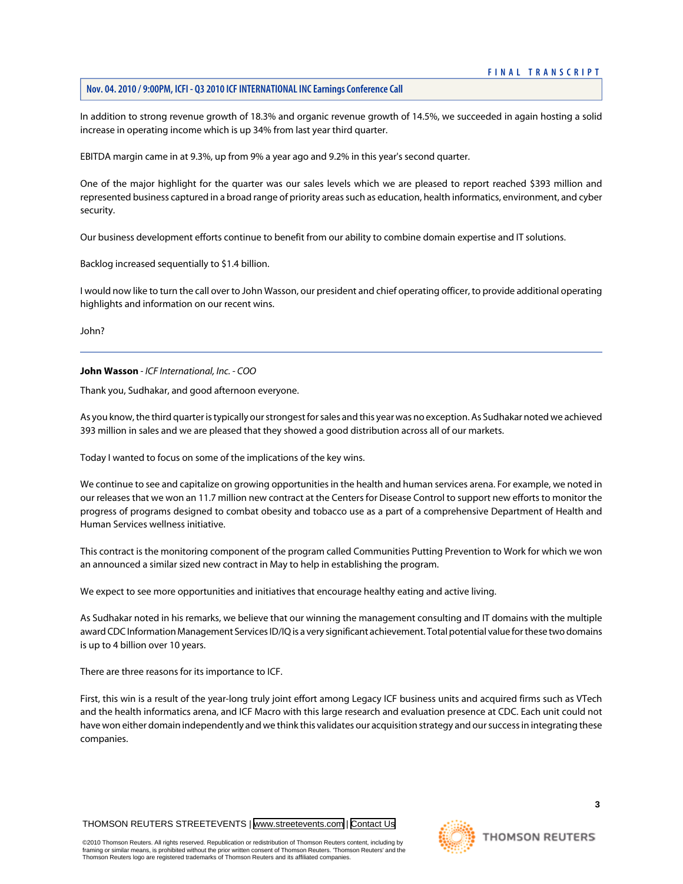In addition to strong revenue growth of 18.3% and organic revenue growth of 14.5%, we succeeded in again hosting a solid increase in operating income which is up 34% from last year third quarter.

EBITDA margin came in at 9.3%, up from 9% a year ago and 9.2% in this year's second quarter.

One of the major highlight for the quarter was our sales levels which we are pleased to report reached $393 million and represented business captured in a broad range of priority areas such as education, health informatics, environment, and cyber security.

Our business development efforts continue to benefit from our ability to combine domain expertise and IT solutions.

Backlog increased sequentially to $1.4 billion.

I would now like to turn the call over to John Wasson, our president and chief operating officer, to provide additional operating highlights and information on our recent wins.

John?

---

**John Wasson** - *ICF International, Inc. - COO*

Thank you, Sudhakar, and good afternoon everyone.

As you know, the third quarter is typically our strongest for sales and this year was no exception. As Sudhakar noted we achieved 393 million in sales and we are pleased that they showed a good distribution across all of our markets.

Today I wanted to focus on some of the implications of the key wins.

We continue to see and capitalize on growing opportunities in the health and human services arena. For example, we noted in our releases that we won an 11.7 million new contract at the Centers for Disease Control to support new efforts to monitor the progress of programs designed to combat obesity and tobacco use as a part of a comprehensive Department of Health and Human Services wellness initiative.

This contract is the monitoring component of the program called Communities Putting Prevention to Work for which we won an announced a similar sized new contract in May to help in establishing the program.

We expect to see more opportunities and initiatives that encourage healthy eating and active living.

As Sudhakar noted in his remarks, we believe that our winning the management consulting and IT domains with the multiple award CDC Information Management Services ID/IQ is a very significant achievement. Total potential value for these two domains is up to 4 billion over 10 years.

There are three reasons for its importance to ICF.

First, this win is a result of the year-long truly joint effort among Legacy ICF business units and acquired firms such as VTech and the health informatics arena, and ICF Macro with this large research and evaluation presence at CDC. Each unit could not have won either domain independently and we think this validates our acquisition strategy and our success in integrating these companies.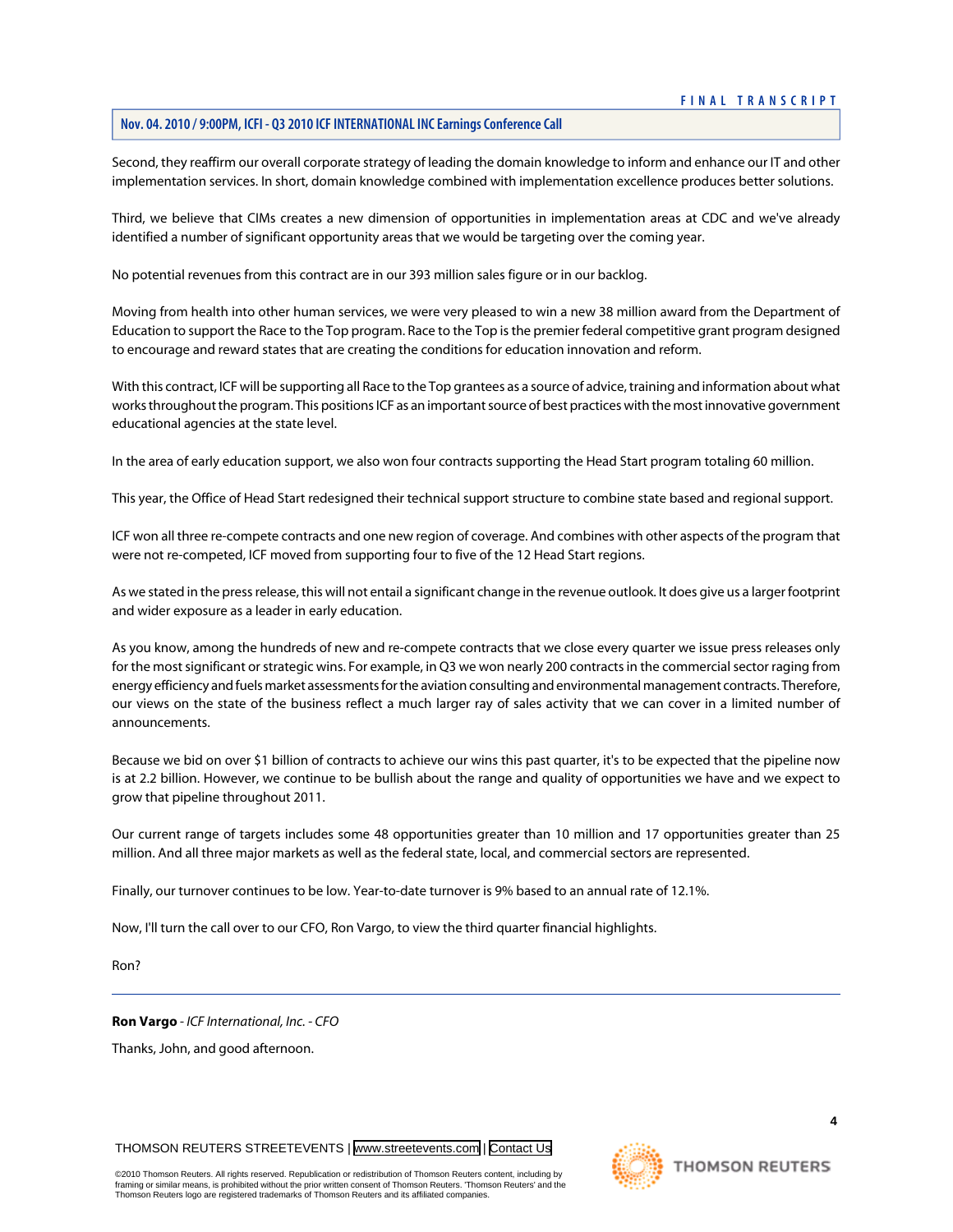Second, they reaffirm our overall corporate strategy of leading the domain knowledge to inform and enhance our IT and other implementation services. In short, domain knowledge combined with implementation excellence produces better solutions.

Third, we believe that CIMs creates a new dimension of opportunities in implementation areas at CDC and we've already identified a number of significant opportunity areas that we would be targeting over the coming year.

No potential revenues from this contract are in our 393 million sales figure or in our backlog.

Moving from health into other human services, we were very pleased to win a new 38 million award from the Department of Education to support the Race to the Top program. Race to the Top is the premier federal competitive grant program designed to encourage and reward states that are creating the conditions for education innovation and reform.

With this contract, ICF will be supporting all Race to the Top grantees as a source of advice, training and information about what works throughout the program. This positions ICF as an important source of best practices with the most innovative government educational agencies at the state level.

In the area of early education support, we also won four contracts supporting the Head Start program totaling 60 million.

This year, the Office of Head Start redesigned their technical support structure to combine state based and regional support.

ICF won all three re-compete contracts and one new region of coverage. And combines with other aspects of the program that were not re-competed, ICF moved from supporting four to five of the 12 Head Start regions.

As we stated in the press release, this will not entail a significant change in the revenue outlook. It does give us a larger footprint and wider exposure as a leader in early education.

As you know, among the hundreds of new and re-compete contracts that we close every quarter we issue press releases only for the most significant or strategic wins. For example, in Q3 we won nearly 200 contracts in the commercial sector raging from energy efficiency and fuels market assessments for the aviation consulting and environmental management contracts. Therefore, our views on the state of the business reflect a much larger ray of sales activity that we can cover in a limited number of announcements.

Because we bid on over $1 billion of contracts to achieve our wins this past quarter, it's to be expected that the pipeline now is at 2.2 billion. However, we continue to be bullish about the range and quality of opportunities we have and we expect to grow that pipeline throughout 2011.

Our current range of targets includes some 48 opportunities greater than 10 million and 17 opportunities greater than 25 million. And all three major markets as well as the federal state, local, and commercial sectors are represented.

Finally, our turnover continues to be low. Year-to-date turnover is 9% based to an annual rate of 12.1%.

Now, I'll turn the call over to our CFO, Ron Vargo, to view the third quarter financial highlights.

Ron?

---

**Ron Vargo** - *ICF International, Inc. - CFO*

Thanks, John, and good afternoon.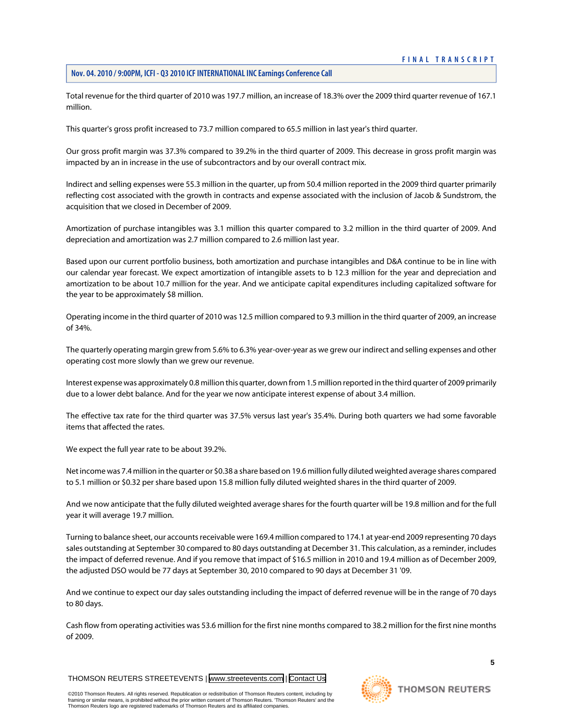Total revenue for the third quarter of 2010 was 197.7 million, an increase of 18.3% over the 2009 third quarter revenue of 167.1 million.

This quarter's gross profit increased to 73.7 million compared to 65.5 million in last year's third quarter.

Our gross profit margin was 37.3% compared to 39.2% in the third quarter of 2009. This decrease in gross profit margin was impacted by an in increase in the use of subcontractors and by our overall contract mix.

Indirect and selling expenses were 55.3 million in the quarter, up from 50.4 million reported in the 2009 third quarter primarily reflecting cost associated with the growth in contracts and expense associated with the inclusion of Jacob & Sundstrom, the acquisition that we closed in December of 2009.

Amortization of purchase intangibles was 3.1 million this quarter compared to 3.2 million in the third quarter of 2009. And depreciation and amortization was 2.7 million compared to 2.6 million last year.

Based upon our current portfolio business, both amortization and purchase intangibles and D&A continue to be in line with our calendar year forecast. We expect amortization of intangible assets to b 12.3 million for the year and depreciation and amortization to be about 10.7 million for the year. And we anticipate capital expenditures including capitalized software for the year to be approximately $8 million.

Operating income in the third quarter of 2010 was 12.5 million compared to 9.3 million in the third quarter of 2009, an increase of 34%.

The quarterly operating margin grew from 5.6% to 6.3% year-over-year as we grew our indirect and selling expenses and other operating cost more slowly than we grew our revenue.

Interest expense was approximately 0.8 million this quarter, down from 1.5 million reported in the third quarter of 2009 primarily due to a lower debt balance. And for the year we now anticipate interest expense of about 3.4 million.

The effective tax rate for the third quarter was 37.5% versus last year's 35.4%. During both quarters we had some favorable items that affected the rates.

We expect the full year rate to be about 39.2%.

Net income was 7.4 million in the quarter or $0.38 a share based on 19.6 million fully diluted weighted average shares compared to 5.1 million or $0.32 per share based upon 15.8 million fully diluted weighted shares in the third quarter of 2009.

And we now anticipate that the fully diluted weighted average shares for the fourth quarter will be 19.8 million and for the full year it will average 19.7 million.

Turning to balance sheet, our accounts receivable were 169.4 million compared to 174.1 at year-end 2009 representing 70 days sales outstanding at September 30 compared to 80 days outstanding at December 31. This calculation, as a reminder, includes the impact of deferred revenue. And if you remove that impact of $16.5 million in 2010 and 19.4 million as of December 2009, the adjusted DSO would be 77 days at September 30, 2010 compared to 90 days at December 31 '09.

And we continue to expect our day sales outstanding including the impact of deferred revenue will be in the range of 70 days to 80 days.

Cash flow from operating activities was 53.6 million for the first nine months compared to 38.2 million for the first nine months of 2009.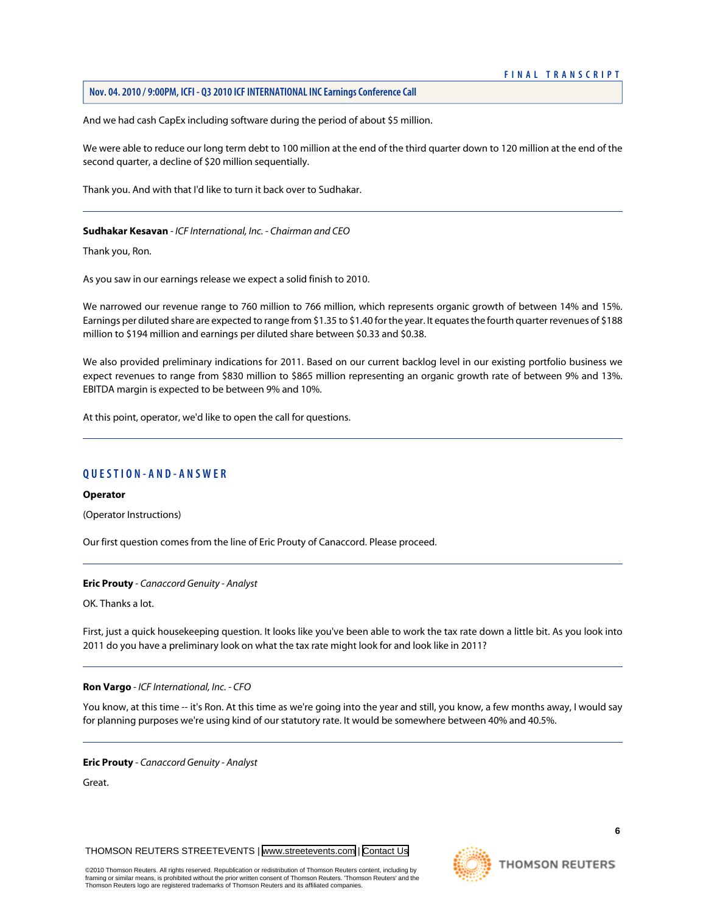And we had cash CapEx including software during the period of about $5 million.

We were able to reduce our long term debt to 100 million at the end of the third quarter down to 120 million at the end of the second quarter, a decline of $20 million sequentially.

Thank you. And with that I'd like to turn it back over to Sudhakar.

---

**Sudhakar Kesavan** - *ICF International, Inc. - Chairman and CEO*

Thank you, Ron.

As you saw in our earnings release we expect a solid finish to 2010.

We narrowed our revenue range to 760 million to 766 million, which represents organic growth of between 14% and 15%. Earnings per diluted share are expected to range from $1.35 to $1.40 for the year. It equates the fourth quarter revenues of $188 million to $194 million and earnings per diluted share between $0.33 and $0.38.

We also provided preliminary indications for 2011. Based on our current backlog level in our existing portfolio business we expect revenues to range from $830 million to $865 million representing an organic growth rate of between 9% and 13%. EBITDA margin is expected to be between 9% and 10%.

At this point, operator, we'd like to open the call for questions.

---

## QUESTION-AND-ANSWER

**Operator**

(Operator Instructions)

Our first question comes from the line of Eric Prouty of Canaccord. Please proceed.

---

**Eric Prouty** - *Canaccord Genuity - Analyst*

OK. Thanks a lot.

First, just a quick housekeeping question. It looks like you've been able to work the tax rate down a little bit. As you look into 2011 do you have a preliminary look on what the tax rate might look for and look like in 2011?

---

**Ron Vargo** - *ICF International, Inc. - CFO*

You know, at this time -- it's Ron. At this time as we're going into the year and still, you know, a few months away, I would say for planning purposes we're using kind of our statutory rate. It would be somewhere between 40% and 40.5%.

---

**Eric Prouty** - *Canaccord Genuity - Analyst*

Great.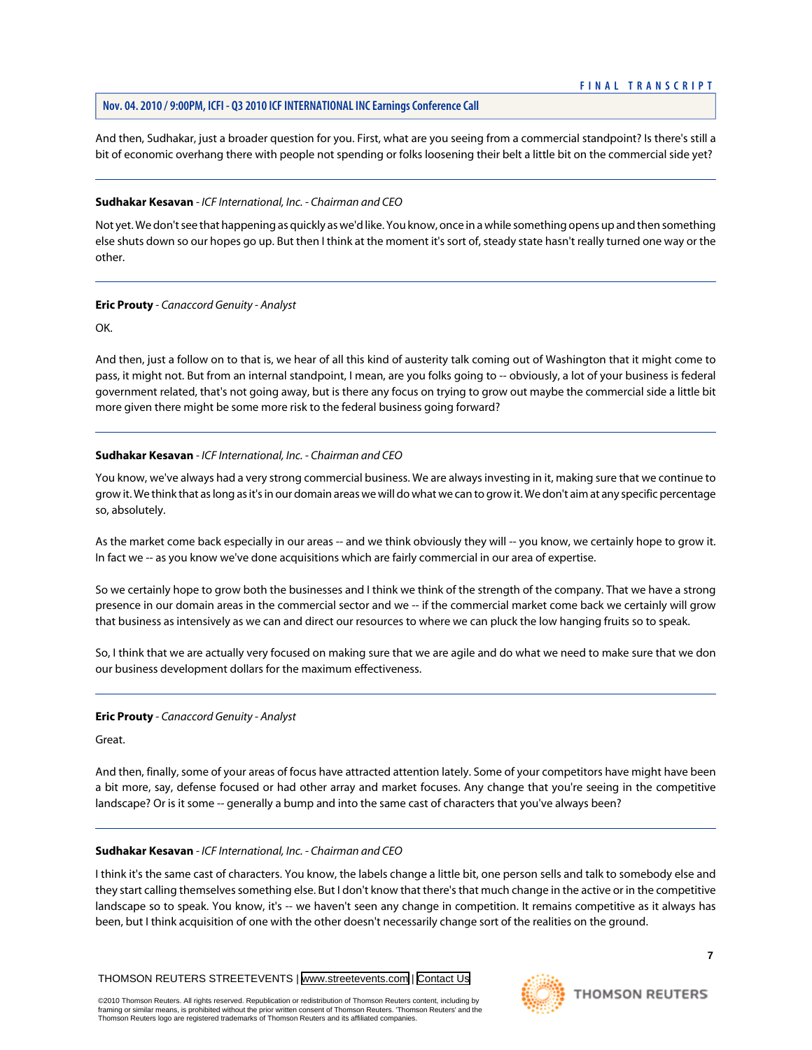And then, Sudhakar, just a broader question for you. First, what are you seeing from a commercial standpoint? Is there's still a bit of economic overhang there with people not spending or folks loosening their belt a little bit on the commercial side yet?

---

**Sudhakar Kesavan** - *ICF International, Inc. - Chairman and CEO*

Not yet. We don't see that happening as quickly as we'd like. You know, once in a while something opens up and then something else shuts down so our hopes go up. But then I think at the moment it's sort of, steady state hasn't really turned one way or the other.

---

**Eric Prouty** - *Canaccord Genuity - Analyst*

OK.

And then, just a follow on to that is, we hear of all this kind of austerity talk coming out of Washington that it might come to pass, it might not. But from an internal standpoint, I mean, are you folks going to -- obviously, a lot of your business is federal government related, that's not going away, but is there any focus on trying to grow out maybe the commercial side a little bit more given there might be some more risk to the federal business going forward?

---

**Sudhakar Kesavan** - *ICF International, Inc. - Chairman and CEO*

You know, we've always had a very strong commercial business. We are always investing in it, making sure that we continue to grow it. We think that as long as it's in our domain areas we will do what we can to grow it. We don't aim at any specific percentage so, absolutely.

As the market come back especially in our areas -- and we think obviously they will -- you know, we certainly hope to grow it. In fact we -- as you know we've done acquisitions which are fairly commercial in our area of expertise.

So we certainly hope to grow both the businesses and I think we think of the strength of the company. That we have a strong presence in our domain areas in the commercial sector and we -- if the commercial market come back we certainly will grow that business as intensively as we can and direct our resources to where we can pluck the low hanging fruits so to speak.

So, I think that we are actually very focused on making sure that we are agile and do what we need to make sure that we don our business development dollars for the maximum effectiveness.

---

**Eric Prouty** - *Canaccord Genuity - Analyst*

Great.

And then, finally, some of your areas of focus have attracted attention lately. Some of your competitors have might have been a bit more, say, defense focused or had other array and market focuses. Any change that you're seeing in the competitive landscape? Or is it some -- generally a bump and into the same cast of characters that you've always been?

---

**Sudhakar Kesavan** - *ICF International, Inc. - Chairman and CEO*

I think it's the same cast of characters. You know, the labels change a little bit, one person sells and talk to somebody else and they start calling themselves something else. But I don't know that there's that much change in the active or in the competitive landscape so to speak. You know, it's -- we haven't seen any change in competition. It remains competitive as it always has been, but I think acquisition of one with the other doesn't necessarily change sort of the realities on the ground.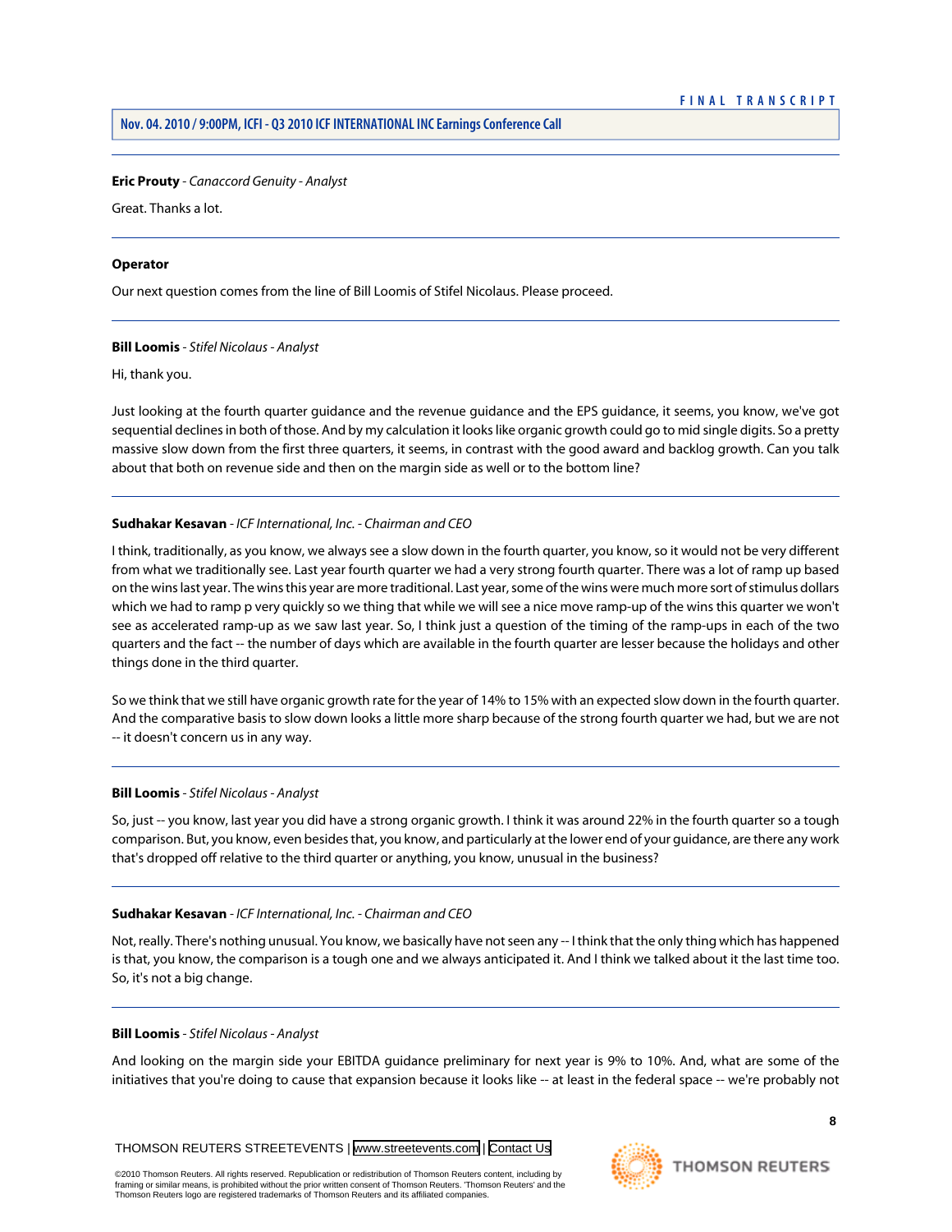**Eric Prouty** - *Canaccord Genuity - Analyst*

Great. Thanks a lot.

---

**Operator**

Our next question comes from the line of Bill Loomis of Stifel Nicolaus. Please proceed.

---

**Bill Loomis** - *Stifel Nicolaus - Analyst*

Hi, thank you.

Just looking at the fourth quarter guidance and the revenue guidance and the EPS guidance, it seems, you know, we've got sequential declines in both of those. And by my calculation it looks like organic growth could go to mid single digits. So a pretty massive slow down from the first three quarters, it seems, in contrast with the good award and backlog growth. Can you talk about that both on revenue side and then on the margin side as well or to the bottom line?

---

**Sudhakar Kesavan** - *ICF International, Inc. - Chairman and CEO*

I think, traditionally, as you know, we always see a slow down in the fourth quarter, you know, so it would not be very different from what we traditionally see. Last year fourth quarter we had a very strong fourth quarter. There was a lot of ramp up based on the wins last year. The wins this year are more traditional. Last year, some of the wins were much more sort of stimulus dollars which we had to ramp p very quickly so we thing that while we will see a nice move ramp-up of the wins this quarter we won't see as accelerated ramp-up as we saw last year. So, I think just a question of the timing of the ramp-ups in each of the two quarters and the fact -- the number of days which are available in the fourth quarter are lesser because the holidays and other things done in the third quarter.

So we think that we still have organic growth rate for the year of 14% to 15% with an expected slow down in the fourth quarter. And the comparative basis to slow down looks a little more sharp because of the strong fourth quarter we had, but we are not -- it doesn't concern us in any way.

---

**Bill Loomis** - *Stifel Nicolaus - Analyst*

So, just -- you know, last year you did have a strong organic growth. I think it was around 22% in the fourth quarter so a tough comparison. But, you know, even besides that, you know, and particularly at the lower end of your guidance, are there any work that's dropped off relative to the third quarter or anything, you know, unusual in the business?

---

**Sudhakar Kesavan** - *ICF International, Inc. - Chairman and CEO*

Not, really. There's nothing unusual. You know, we basically have not seen any -- I think that the only thing which has happened is that, you know, the comparison is a tough one and we always anticipated it. And I think we talked about it the last time too. So, it's not a big change.

---

**Bill Loomis** - *Stifel Nicolaus - Analyst*

And looking on the margin side your EBITDA guidance preliminary for next year is 9% to 10%. And, what are some of the initiatives that you're doing to cause that expansion because it looks like -- at least in the federal space -- we're probably not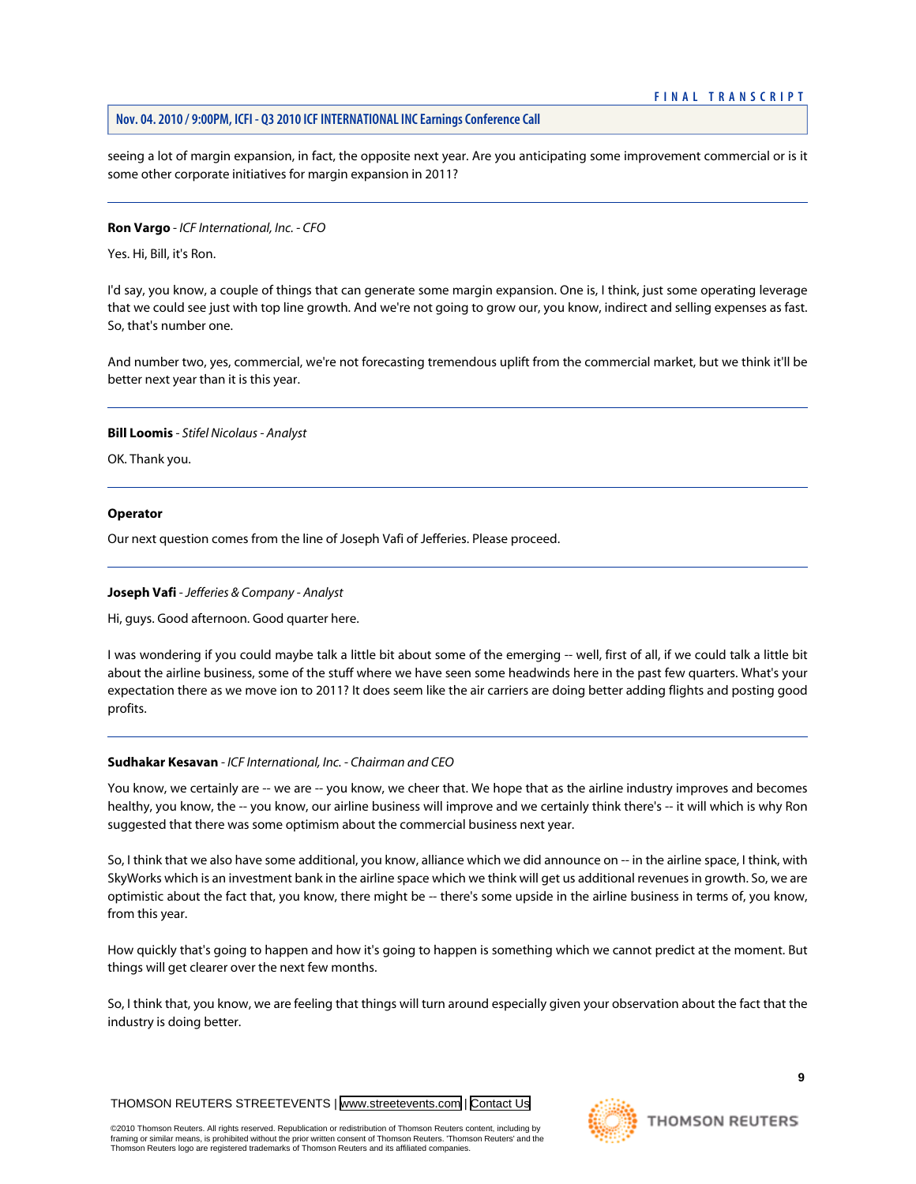seeing a lot of margin expansion, in fact, the opposite next year. Are you anticipating some improvement commercial or is it some other corporate initiatives for margin expansion in 2011?

---

**Ron Vargo** - *ICF International, Inc. - CFO*

Yes. Hi, Bill, it's Ron.

I'd say, you know, a couple of things that can generate some margin expansion. One is, I think, just some operating leverage that we could see just with top line growth. And we're not going to grow our, you know, indirect and selling expenses as fast. So, that's number one.

And number two, yes, commercial, we're not forecasting tremendous uplift from the commercial market, but we think it'll be better next year than it is this year.

---

**Bill Loomis** - *Stifel Nicolaus - Analyst*

OK. Thank you.

---

**Operator**

Our next question comes from the line of Joseph Vafi of Jefferies. Please proceed.

---

**Joseph Vafi** - *Jefferies & Company - Analyst*

Hi, guys. Good afternoon. Good quarter here.

I was wondering if you could maybe talk a little bit about some of the emerging -- well, first of all, if we could talk a little bit about the airline business, some of the stuff where we have seen some headwinds here in the past few quarters. What's your expectation there as we move ion to 2011? It does seem like the air carriers are doing better adding flights and posting good profits.

---

**Sudhakar Kesavan** - *ICF International, Inc. - Chairman and CEO*

You know, we certainly are -- we are -- you know, we cheer that. We hope that as the airline industry improves and becomes healthy, you know, the -- you know, our airline business will improve and we certainly think there's -- it will which is why Ron suggested that there was some optimism about the commercial business next year.

So, I think that we also have some additional, you know, alliance which we did announce on -- in the airline space, I think, with SkyWorks which is an investment bank in the airline space which we think will get us additional revenues in growth. So, we are optimistic about the fact that, you know, there might be -- there's some upside in the airline business in terms of, you know, from this year.

How quickly that's going to happen and how it's going to happen is something which we cannot predict at the moment. But things will get clearer over the next few months.

So, I think that, you know, we are feeling that things will turn around especially given your observation about the fact that the industry is doing better.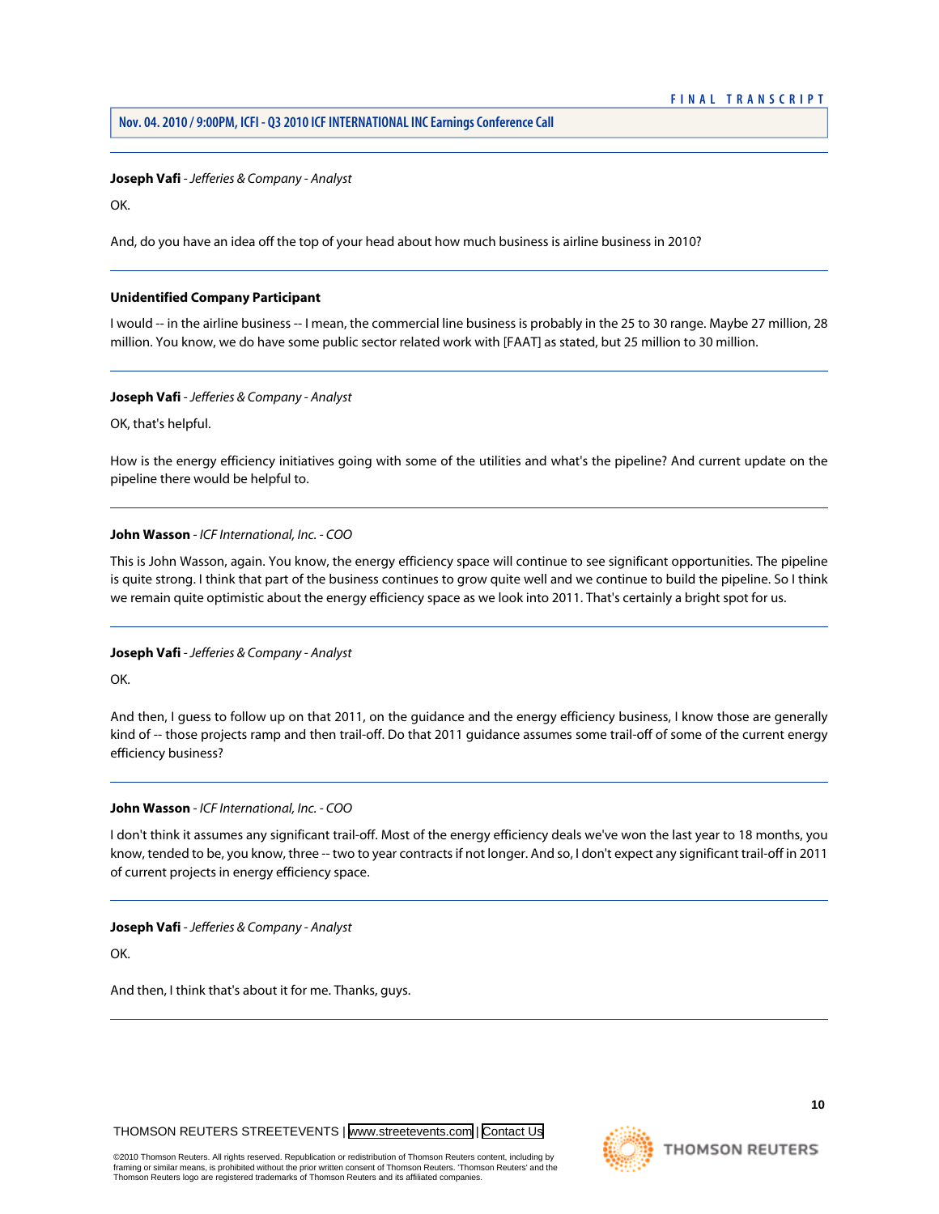**Joseph Vafi** - *Jefferies & Company - Analyst*

OK.

And, do you have an idea off the top of your head about how much business is airline business in 2010?

---

**Unidentified Company Participant**

I would -- in the airline business -- I mean, the commercial line business is probably in the 25 to 30 range. Maybe 27 million, 28 million. You know, we do have some public sector related work with [FAAT] as stated, but 25 million to 30 million.

---

**Joseph Vafi** - *Jefferies & Company - Analyst*

OK, that's helpful.

How is the energy efficiency initiatives going with some of the utilities and what's the pipeline? And current update on the pipeline there would be helpful to.

---

**John Wasson** - *ICF International, Inc. - COO*

This is John Wasson, again. You know, the energy efficiency space will continue to see significant opportunities. The pipeline is quite strong. I think that part of the business continues to grow quite well and we continue to build the pipeline. So I think we remain quite optimistic about the energy efficiency space as we look into 2011. That's certainly a bright spot for us.

---

**Joseph Vafi** - *Jefferies & Company - Analyst*

OK.

And then, I guess to follow up on that 2011, on the guidance and the energy efficiency business, I know those are generally kind of -- those projects ramp and then trail-off. Do that 2011 guidance assumes some trail-off of some of the current energy efficiency business?

---

**John Wasson** - *ICF International, Inc. - COO*

I don't think it assumes any significant trail-off. Most of the energy efficiency deals we've won the last year to 18 months, you know, tended to be, you know, three -- two to year contracts if not longer. And so, I don't expect any significant trail-off in 2011 of current projects in energy efficiency space.

---

**Joseph Vafi** - *Jefferies & Company - Analyst*

OK.

And then, I think that's about it for me. Thanks, guys.

---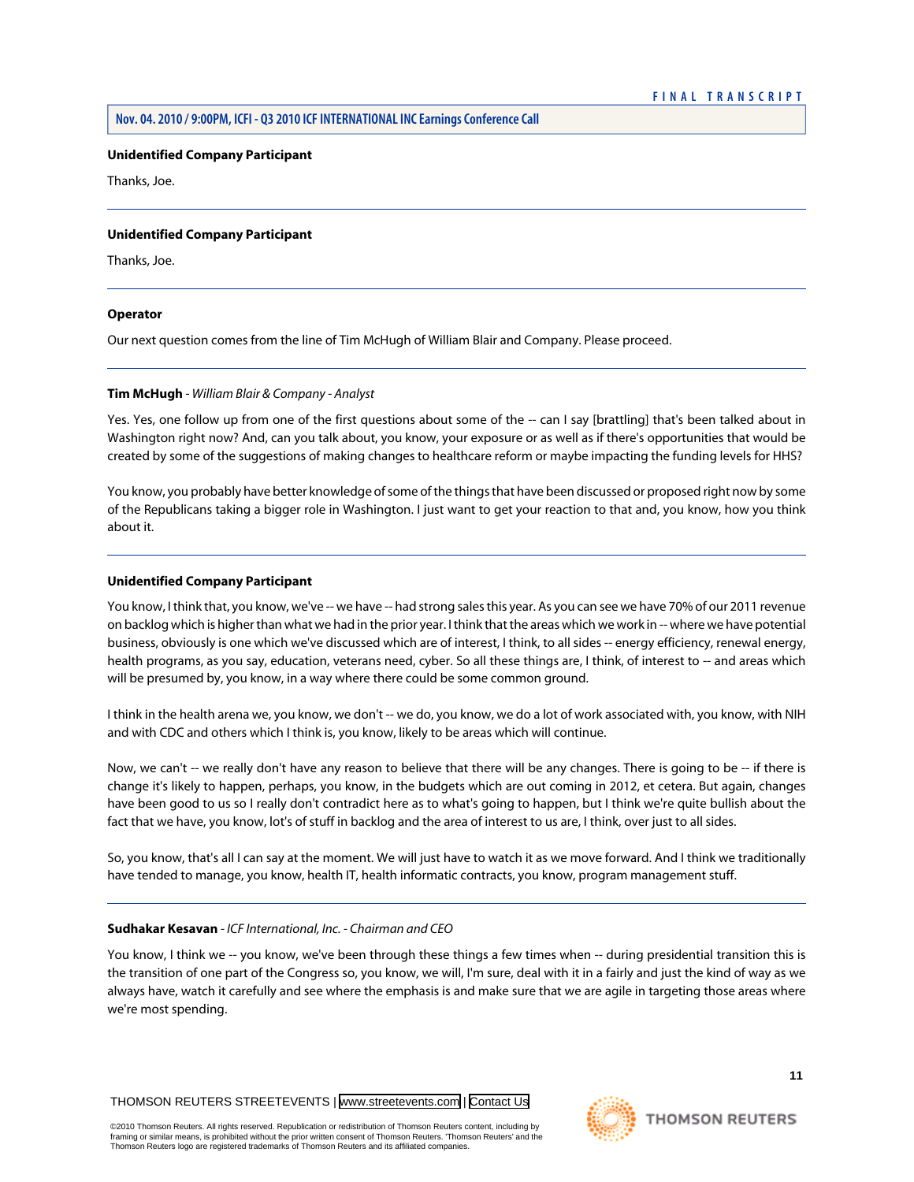**Unidentified Company Participant**

Thanks, Joe.

---

**Unidentified Company Participant**

Thanks, Joe.

---

**Operator**

Our next question comes from the line of Tim McHugh of William Blair and Company. Please proceed.

---

**Tim McHugh** - *William Blair & Company - Analyst*

Yes. Yes, one follow up from one of the first questions about some of the -- can I say [brattling] that's been talked about in Washington right now? And, can you talk about, you know, your exposure or as well as if there's opportunities that would be created by some of the suggestions of making changes to healthcare reform or maybe impacting the funding levels for HHS?

You know, you probably have better knowledge of some of the things that have been discussed or proposed right now by some of the Republicans taking a bigger role in Washington. I just want to get your reaction to that and, you know, how you think about it.

---

**Unidentified Company Participant**

You know, I think that, you know, we've -- we have -- had strong sales this year. As you can see we have 70% of our 2011 revenue on backlog which is higher than what we had in the prior year. I think that the areas which we work in -- where we have potential business, obviously is one which we've discussed which are of interest, I think, to all sides -- energy efficiency, renewal energy, health programs, as you say, education, veterans need, cyber. So all these things are, I think, of interest to -- and areas which will be presumed by, you know, in a way where there could be some common ground.

I think in the health arena we, you know, we don't -- we do, you know, we do a lot of work associated with, you know, with NIH and with CDC and others which I think is, you know, likely to be areas which will continue.

Now, we can't -- we really don't have any reason to believe that there will be any changes. There is going to be -- if there is change it's likely to happen, perhaps, you know, in the budgets which are out coming in 2012, et cetera. But again, changes have been good to us so I really don't contradict here as to what's going to happen, but I think we're quite bullish about the fact that we have, you know, lot's of stuff in backlog and the area of interest to us are, I think, over just to all sides.

So, you know, that's all I can say at the moment. We will just have to watch it as we move forward. And I think we traditionally have tended to manage, you know, health IT, health informatic contracts, you know, program management stuff.

---

**Sudhakar Kesavan** - *ICF International, Inc. - Chairman and CEO*

You know, I think we -- you know, we've been through these things a few times when -- during presidential transition this is the transition of one part of the Congress so, you know, we will, I'm sure, deal with it in a fairly and just the kind of way as we always have, watch it carefully and see where the emphasis is and make sure that we are agile in targeting those areas where we're most spending.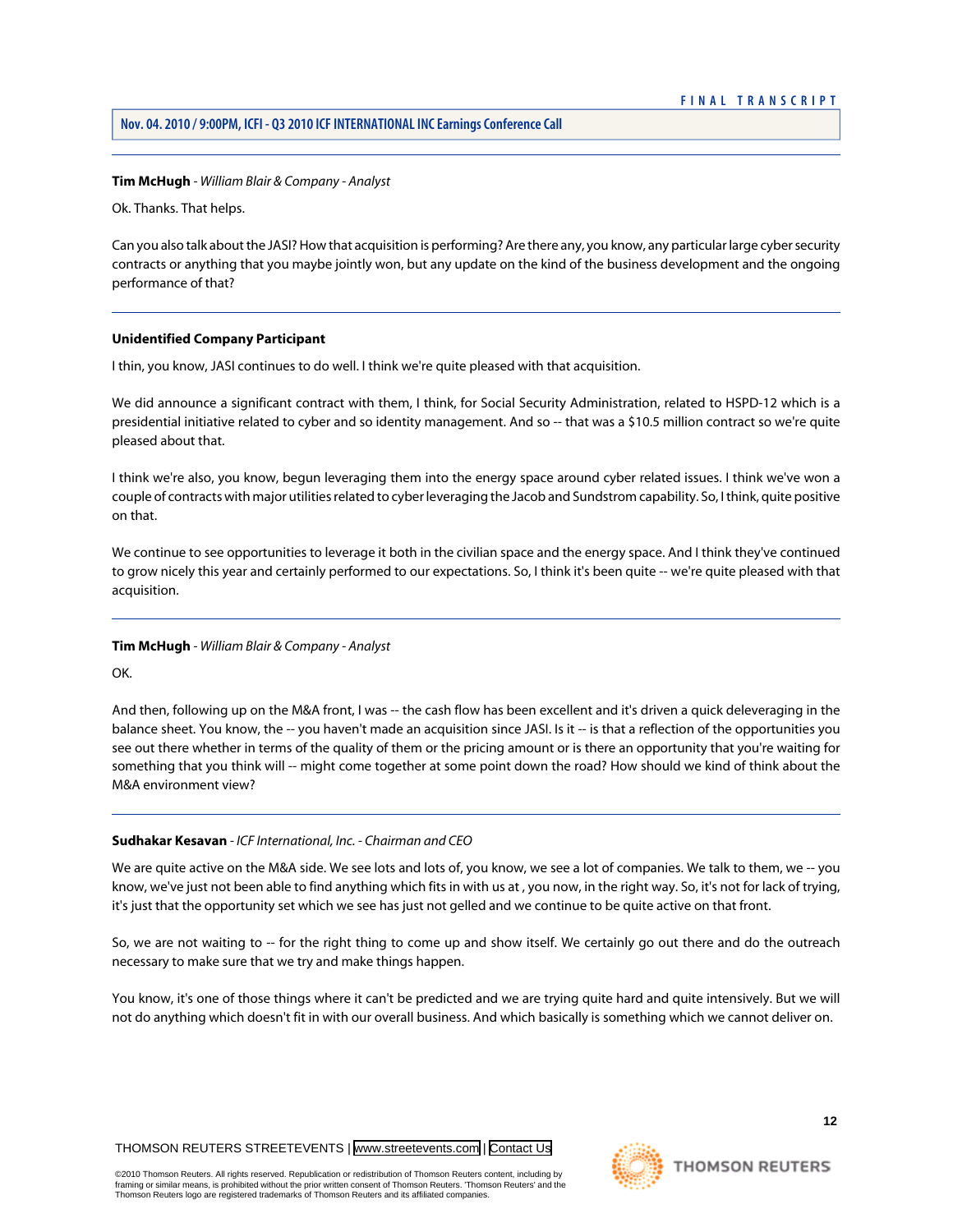**Tim McHugh** - *William Blair & Company - Analyst*

Ok. Thanks. That helps.

Can you also talk about the JASI? How that acquisition is performing? Are there any, you know, any particular large cyber security contracts or anything that you maybe jointly won, but any update on the kind of the business development and the ongoing performance of that?

---

**Unidentified Company Participant**

I thin, you know, JASI continues to do well. I think we're quite pleased with that acquisition.

We did announce a significant contract with them, I think, for Social Security Administration, related to HSPD-12 which is a presidential initiative related to cyber and so identity management. And so -- that was a $10.5 million contract so we're quite pleased about that.

I think we're also, you know, begun leveraging them into the energy space around cyber related issues. I think we've won a couple of contracts with major utilities related to cyber leveraging the Jacob and Sundstrom capability. So, I think, quite positive on that.

We continue to see opportunities to leverage it both in the civilian space and the energy space. And I think they've continued to grow nicely this year and certainly performed to our expectations. So, I think it's been quite -- we're quite pleased with that acquisition.

---

**Tim McHugh** - *William Blair & Company - Analyst*

OK.

And then, following up on the M&A front, I was -- the cash flow has been excellent and it's driven a quick deleveraging in the balance sheet. You know, the -- you haven't made an acquisition since JASI. Is it -- is that a reflection of the opportunities you see out there whether in terms of the quality of them or the pricing amount or is there an opportunity that you're waiting for something that you think will -- might come together at some point down the road? How should we kind of think about the M&A environment view?

---

**Sudhakar Kesavan** - *ICF International, Inc. - Chairman and CEO*

We are quite active on the M&A side. We see lots and lots of, you know, we see a lot of companies. We talk to them, we -- you know, we've just not been able to find anything which fits in with us at , you now, in the right way. So, it's not for lack of trying, it's just that the opportunity set which we see has just not gelled and we continue to be quite active on that front.

So, we are not waiting to -- for the right thing to come up and show itself. We certainly go out there and do the outreach necessary to make sure that we try and make things happen.

You know, it's one of those things where it can't be predicted and we are trying quite hard and quite intensively. But we will not do anything which doesn't fit in with our overall business. And which basically is something which we cannot deliver on.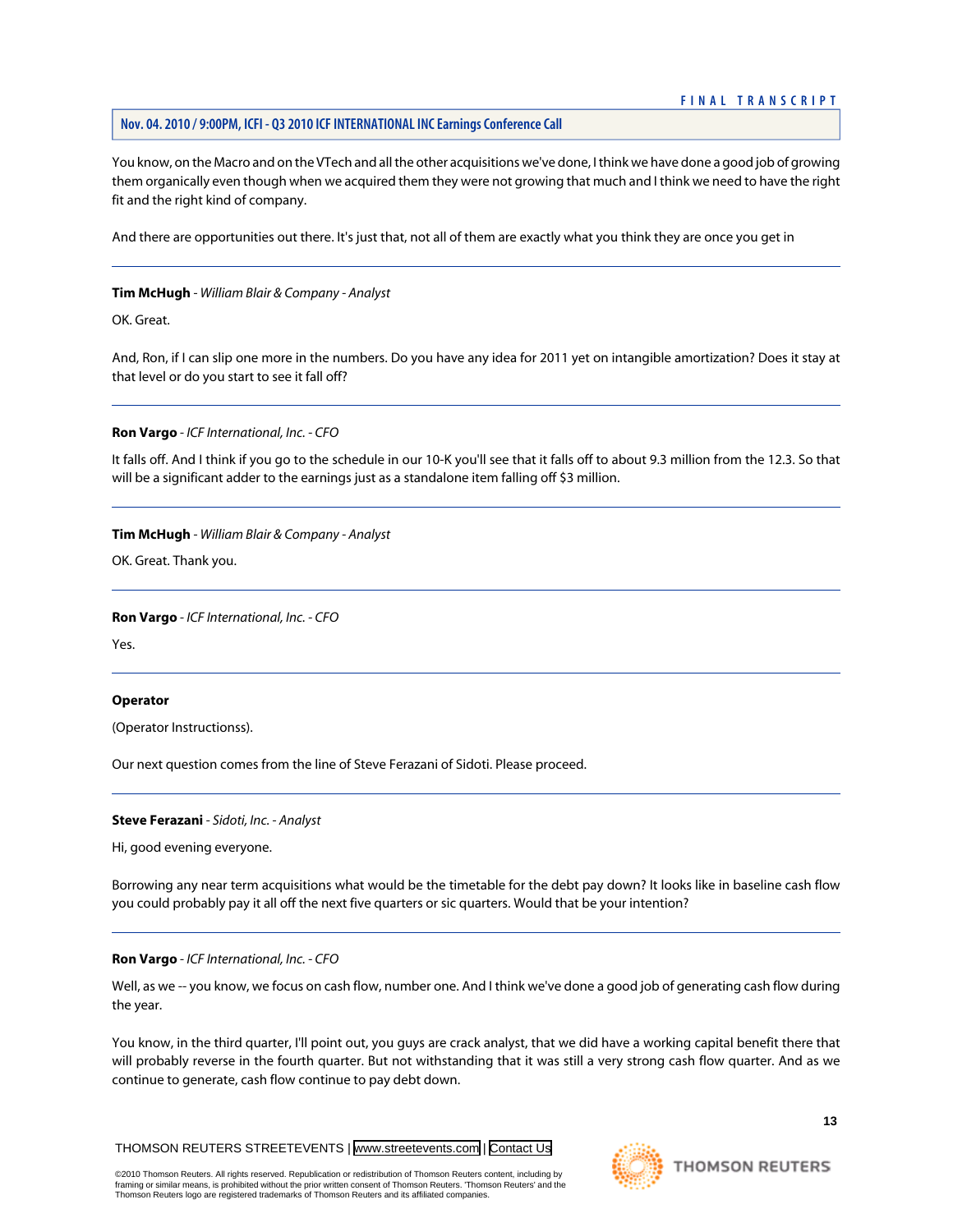You know, on the Macro and on the VTech and all the other acquisitions we've done, I think we have done a good job of growing them organically even though when we acquired them they were not growing that much and I think we need to have the right fit and the right kind of company.

And there are opportunities out there. It's just that, not all of them are exactly what you think they are once you get in

---

**Tim McHugh** - *William Blair & Company - Analyst*

OK. Great.

And, Ron, if I can slip one more in the numbers. Do you have any idea for 2011 yet on intangible amortization? Does it stay at that level or do you start to see it fall off?

---

**Ron Vargo** - *ICF International, Inc. - CFO*

It falls off. And I think if you go to the schedule in our 10-K you'll see that it falls off to about 9.3 million from the 12.3. So that will be a significant adder to the earnings just as a standalone item falling off $3 million.

---

**Tim McHugh** - *William Blair & Company - Analyst*

OK. Great. Thank you.

---

**Ron Vargo** - *ICF International, Inc. - CFO*

Yes.

---

**Operator**

(Operator Instructionss).

Our next question comes from the line of Steve Ferazani of Sidoti. Please proceed.

---

**Steve Ferazani** - *Sidoti, Inc. - Analyst*

Hi, good evening everyone.

Borrowing any near term acquisitions what would be the timetable for the debt pay down? It looks like in baseline cash flow you could probably pay it all off the next five quarters or sic quarters. Would that be your intention?

---

**Ron Vargo** - *ICF International, Inc. - CFO*

Well, as we -- you know, we focus on cash flow, number one. And I think we've done a good job of generating cash flow during the year.

You know, in the third quarter, I'll point out, you guys are crack analyst, that we did have a working capital benefit there that will probably reverse in the fourth quarter. But not withstanding that it was still a very strong cash flow quarter. And as we continue to generate, cash flow continue to pay debt down.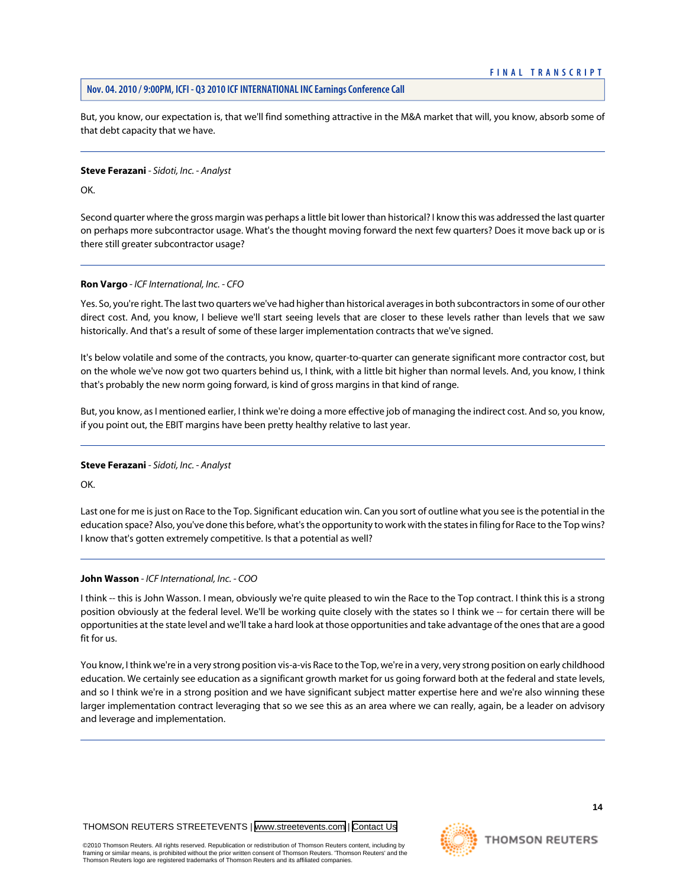But, you know, our expectation is, that we'll find something attractive in the M&A market that will, you know, absorb some of that debt capacity that we have.

---

**Steve Ferazani** - *Sidoti, Inc. - Analyst*

OK.

Second quarter where the gross margin was perhaps a little bit lower than historical? I know this was addressed the last quarter on perhaps more subcontractor usage. What's the thought moving forward the next few quarters? Does it move back up or is there still greater subcontractor usage?

---

**Ron Vargo** - *ICF International, Inc. - CFO*

Yes. So, you're right. The last two quarters we've had higher than historical averages in both subcontractors in some of our other direct cost. And, you know, I believe we'll start seeing levels that are closer to these levels rather than levels that we saw historically. And that's a result of some of these larger implementation contracts that we've signed.

It's below volatile and some of the contracts, you know, quarter-to-quarter can generate significant more contractor cost, but on the whole we've now got two quarters behind us, I think, with a little bit higher than normal levels. And, you know, I think that's probably the new norm going forward, is kind of gross margins in that kind of range.

But, you know, as I mentioned earlier, I think we're doing a more effective job of managing the indirect cost. And so, you know, if you point out, the EBIT margins have been pretty healthy relative to last year.

---

**Steve Ferazani** - *Sidoti, Inc. - Analyst*

OK.

Last one for me is just on Race to the Top. Significant education win. Can you sort of outline what you see is the potential in the education space? Also, you've done this before, what's the opportunity to work with the states in filing for Race to the Top wins? I know that's gotten extremely competitive. Is that a potential as well?

---

**John Wasson** - *ICF International, Inc. - COO*

I think -- this is John Wasson. I mean, obviously we're quite pleased to win the Race to the Top contract. I think this is a strong position obviously at the federal level. We'll be working quite closely with the states so I think we -- for certain there will be opportunities at the state level and we'll take a hard look at those opportunities and take advantage of the ones that are a good fit for us.

You know, I think we're in a very strong position vis-a-vis Race to the Top, we're in a very, very strong position on early childhood education. We certainly see education as a significant growth market for us going forward both at the federal and state levels, and so I think we're in a strong position and we have significant subject matter expertise here and we're also winning these larger implementation contract leveraging that so we see this as an area where we can really, again, be a leader on advisory and leverage and implementation.

---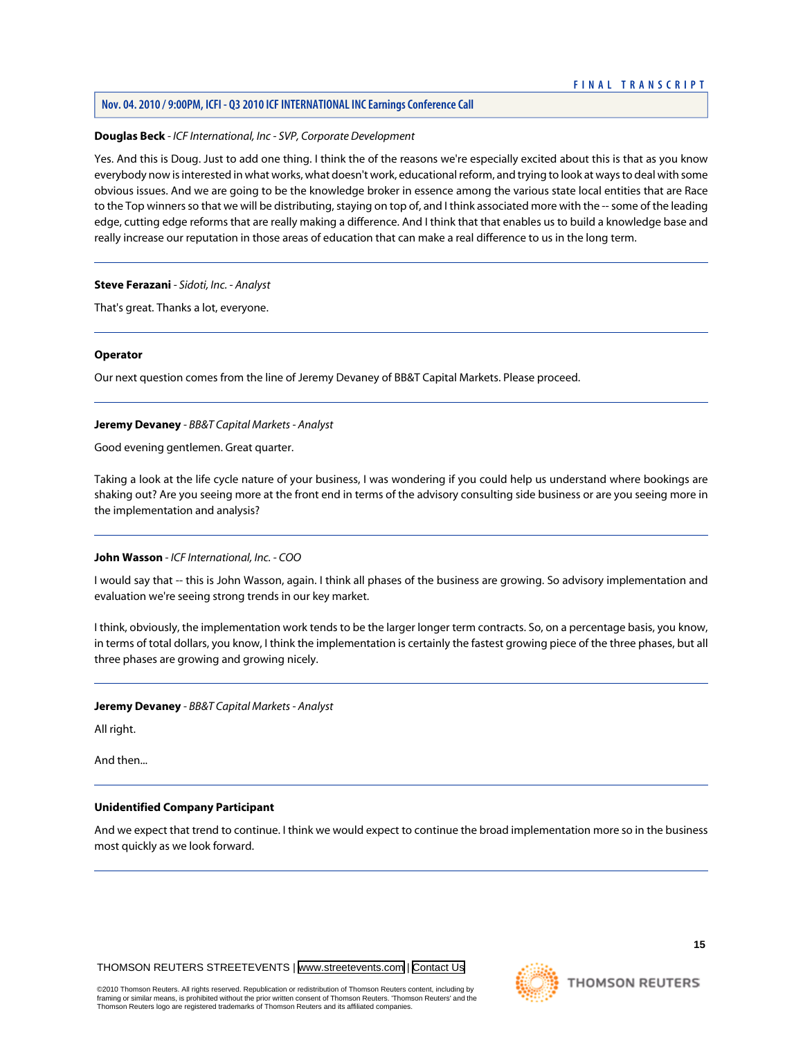**Douglas Beck** - *ICF International, Inc - SVP, Corporate Development*

Yes. And this is Doug. Just to add one thing. I think the of the reasons we're especially excited about this is that as you know everybody now is interested in what works, what doesn't work, educational reform, and trying to look at ways to deal with some obvious issues. And we are going to be the knowledge broker in essence among the various state local entities that are Race to the Top winners so that we will be distributing, staying on top of, and I think associated more with the -- some of the leading edge, cutting edge reforms that are really making a difference. And I think that that enables us to build a knowledge base and really increase our reputation in those areas of education that can make a real difference to us in the long term.

---

**Steve Ferazani** - *Sidoti, Inc. - Analyst*

That's great. Thanks a lot, everyone.

---

**Operator**

Our next question comes from the line of Jeremy Devaney of BB&T Capital Markets. Please proceed.

---

**Jeremy Devaney** - *BB&T Capital Markets - Analyst*

Good evening gentlemen. Great quarter.

Taking a look at the life cycle nature of your business, I was wondering if you could help us understand where bookings are shaking out? Are you seeing more at the front end in terms of the advisory consulting side business or are you seeing more in the implementation and analysis?

---

**John Wasson** - *ICF International, Inc. - COO*

I would say that -- this is John Wasson, again. I think all phases of the business are growing. So advisory implementation and evaluation we're seeing strong trends in our key market.

I think, obviously, the implementation work tends to be the larger longer term contracts. So, on a percentage basis, you know, in terms of total dollars, you know, I think the implementation is certainly the fastest growing piece of the three phases, but all three phases are growing and growing nicely.

---

**Jeremy Devaney** - *BB&T Capital Markets - Analyst*

All right.

And then...

---

**Unidentified Company Participant**

And we expect that trend to continue. I think we would expect to continue the broad implementation more so in the business most quickly as we look forward.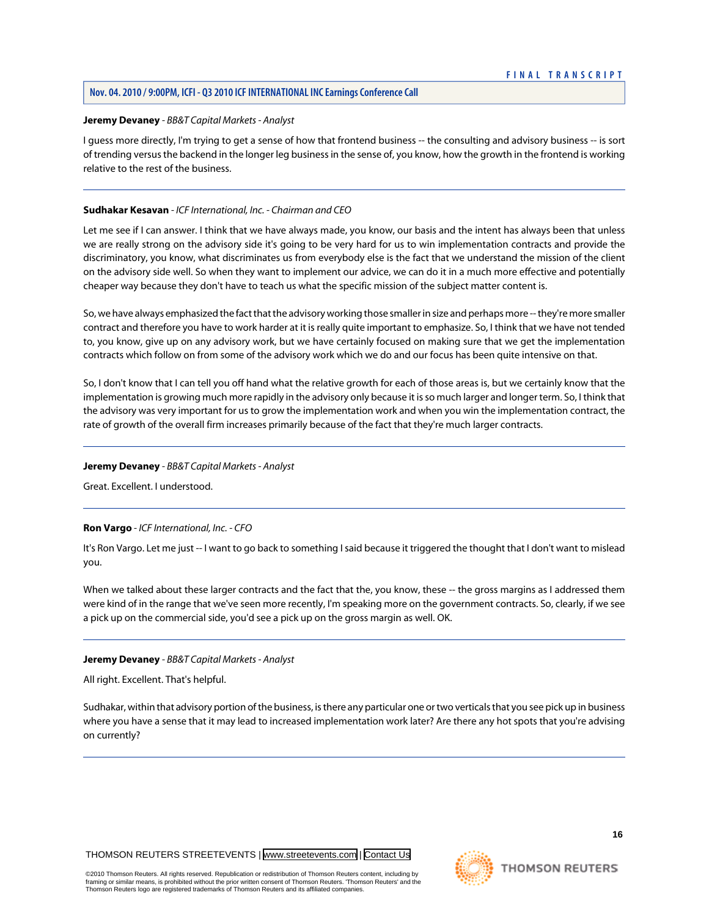**Jeremy Devaney** - *BB&T Capital Markets - Analyst*

I guess more directly, I'm trying to get a sense of how that frontend business -- the consulting and advisory business -- is sort of trending versus the backend in the longer leg business in the sense of, you know, how the growth in the frontend is working relative to the rest of the business.

---

**Sudhakar Kesavan** - *ICF International, Inc. - Chairman and CEO*

Let me see if I can answer. I think that we have always made, you know, our basis and the intent has always been that unless we are really strong on the advisory side it's going to be very hard for us to win implementation contracts and provide the discriminatory, you know, what discriminates us from everybody else is the fact that we understand the mission of the client on the advisory side well. So when they want to implement our advice, we can do it in a much more effective and potentially cheaper way because they don't have to teach us what the specific mission of the subject matter content is.

So, we have always emphasized the fact that the advisory working those smaller in size and perhaps more -- they're more smaller contract and therefore you have to work harder at it is really quite important to emphasize. So, I think that we have not tended to, you know, give up on any advisory work, but we have certainly focused on making sure that we get the implementation contracts which follow on from some of the advisory work which we do and our focus has been quite intensive on that.

So, I don't know that I can tell you off hand what the relative growth for each of those areas is, but we certainly know that the implementation is growing much more rapidly in the advisory only because it is so much larger and longer term. So, I think that the advisory was very important for us to grow the implementation work and when you win the implementation contract, the rate of growth of the overall firm increases primarily because of the fact that they're much larger contracts.

---

**Jeremy Devaney** - *BB&T Capital Markets - Analyst*

Great. Excellent. I understood.

---

**Ron Vargo** - *ICF International, Inc. - CFO*

It's Ron Vargo. Let me just -- I want to go back to something I said because it triggered the thought that I don't want to mislead you.

When we talked about these larger contracts and the fact that the, you know, these -- the gross margins as I addressed them were kind of in the range that we've seen more recently, I'm speaking more on the government contracts. So, clearly, if we see a pick up on the commercial side, you'd see a pick up on the gross margin as well. OK.

---

**Jeremy Devaney** - *BB&T Capital Markets - Analyst*

All right. Excellent. That's helpful.

Sudhakar, within that advisory portion of the business, is there any particular one or two verticals that you see pick up in business where you have a sense that it may lead to increased implementation work later? Are there any hot spots that you're advising on currently?

---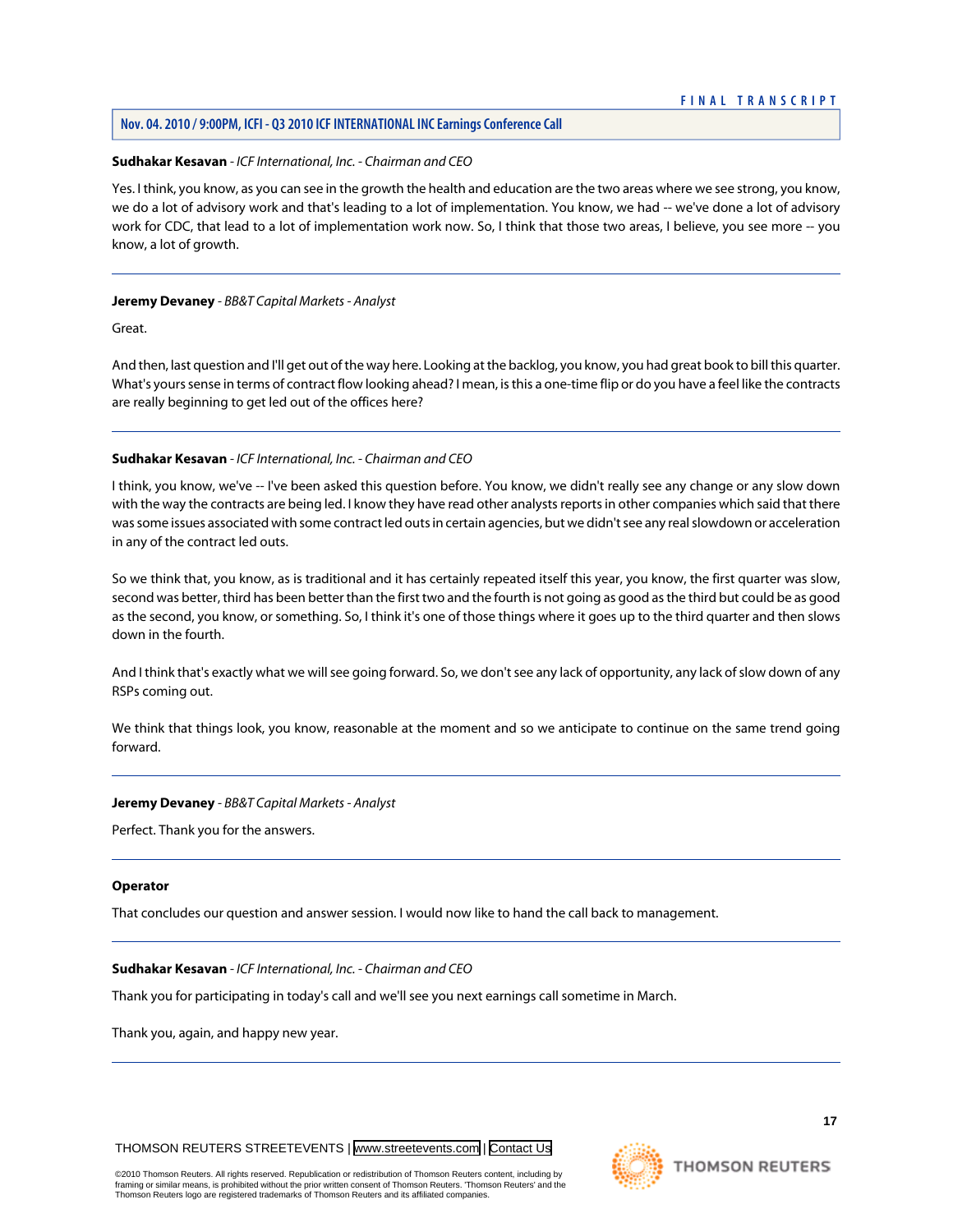**Sudhakar Kesavan** - *ICF International, Inc. - Chairman and CEO*

Yes. I think, you know, as you can see in the growth the health and education are the two areas where we see strong, you know, we do a lot of advisory work and that's leading to a lot of implementation. You know, we had -- we've done a lot of advisory work for CDC, that lead to a lot of implementation work now. So, I think that those two areas, I believe, you see more -- you know, a lot of growth.

---

**Jeremy Devaney** - *BB&T Capital Markets - Analyst*

Great.

And then, last question and I'll get out of the way here. Looking at the backlog, you know, you had great book to bill this quarter. What's yours sense in terms of contract flow looking ahead? I mean, is this a one-time flip or do you have a feel like the contracts are really beginning to get led out of the offices here?

---

**Sudhakar Kesavan** - *ICF International, Inc. - Chairman and CEO*

I think, you know, we've -- I've been asked this question before. You know, we didn't really see any change or any slow down with the way the contracts are being led. I know they have read other analysts reports in other companies which said that there was some issues associated with some contract led outs in certain agencies, but we didn't see any real slowdown or acceleration in any of the contract led outs.

So we think that, you know, as is traditional and it has certainly repeated itself this year, you know, the first quarter was slow, second was better, third has been better than the first two and the fourth is not going as good as the third but could be as good as the second, you know, or something. So, I think it's one of those things where it goes up to the third quarter and then slows down in the fourth.

And I think that's exactly what we will see going forward. So, we don't see any lack of opportunity, any lack of slow down of any RSPs coming out.

We think that things look, you know, reasonable at the moment and so we anticipate to continue on the same trend going forward.

---

**Jeremy Devaney** - *BB&T Capital Markets - Analyst*

Perfect. Thank you for the answers.

---

**Operator**

That concludes our question and answer session. I would now like to hand the call back to management.

---

**Sudhakar Kesavan** - *ICF International, Inc. - Chairman and CEO*

Thank you for participating in today's call and we'll see you next earnings call sometime in March.

Thank you, again, and happy new year.

---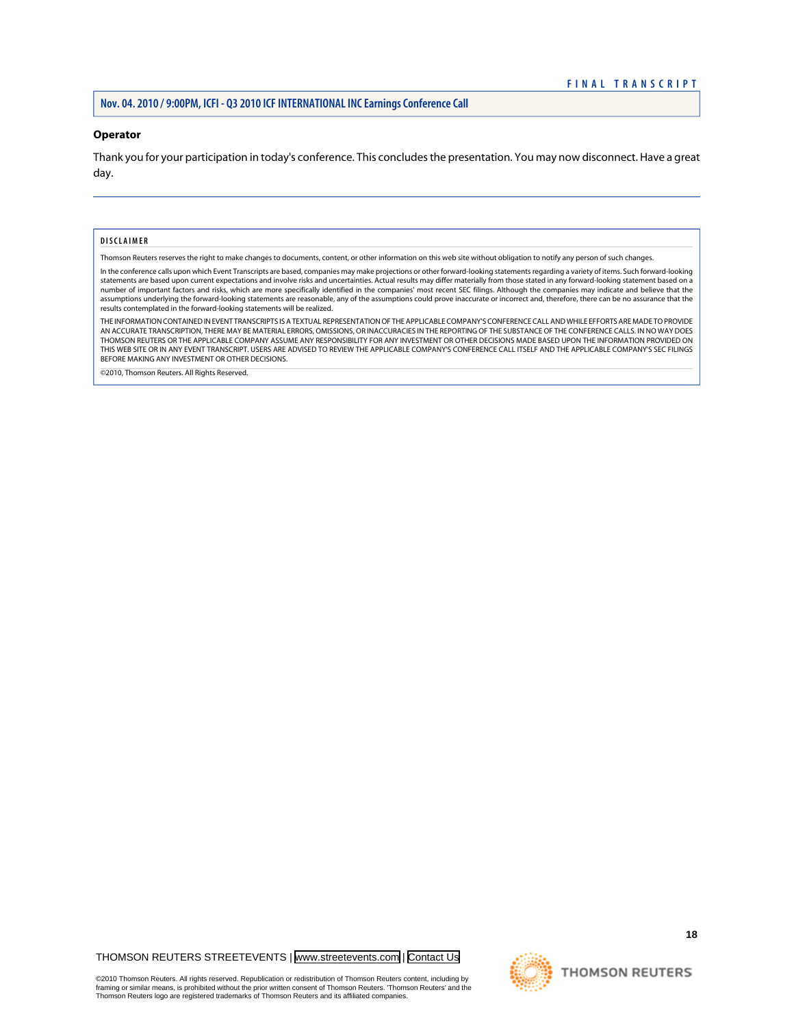**Operator**

Thank you for your participation in today's conference. This concludes the presentation. You may now disconnect. Have a great day.

---

**DISCLAIMER**

Thomson Reuters reserves the right to make changes to documents, content, or other information on this web site without obligation to notify any person of such changes.

In the conference calls upon which Event Transcripts are based, companies may make projections or other forward-looking statements regarding a variety of items. Such forward-looking statements are based upon current expectations and involve risks and uncertainties. Actual results may differ materially from those stated in any forward-looking statement based on a number of important factors and risks, which are more specifically identified in the companies' most recent SEC filings. Although the companies may indicate and believe that the assumptions underlying the forward-looking statements are reasonable, any of the assumptions could prove inaccurate or incorrect and, therefore, there can be no assurance that the results contemplated in the forward-looking statements will be realized.

THE INFORMATION CONTAINED IN EVENT TRANSCRIPTS IS A TEXTUAL REPRESENTATION OF THE APPLICABLE COMPANY'S CONFERENCE CALL AND WHILE EFFORTS ARE MADE TO PROVIDE AN ACCURATE TRANSCRIPTION, THERE MAY BE MATERIAL ERRORS, OMISSIONS, OR INACCURACIES IN THE REPORTING OF THE SUBSTANCE OF THE CONFERENCE CALLS. IN NO WAY DOES THOMSON REUTERS OR THE APPLICABLE COMPANY ASSUME ANY RESPONSIBILITY FOR ANY INVESTMENT OR OTHER DECISIONS MADE BASED UPON THE INFORMATION PROVIDED ON THIS WEB SITE OR IN ANY EVENT TRANSCRIPT. USERS ARE ADVISED TO REVIEW THE APPLICABLE COMPANY'S CONFERENCE CALL ITSELF AND THE APPLICABLE COMPANY'S SEC FILINGS BEFORE MAKING ANY INVESTMENT OR OTHER DECISIONS.

©2010, Thomson Reuters. All Rights Reserved.